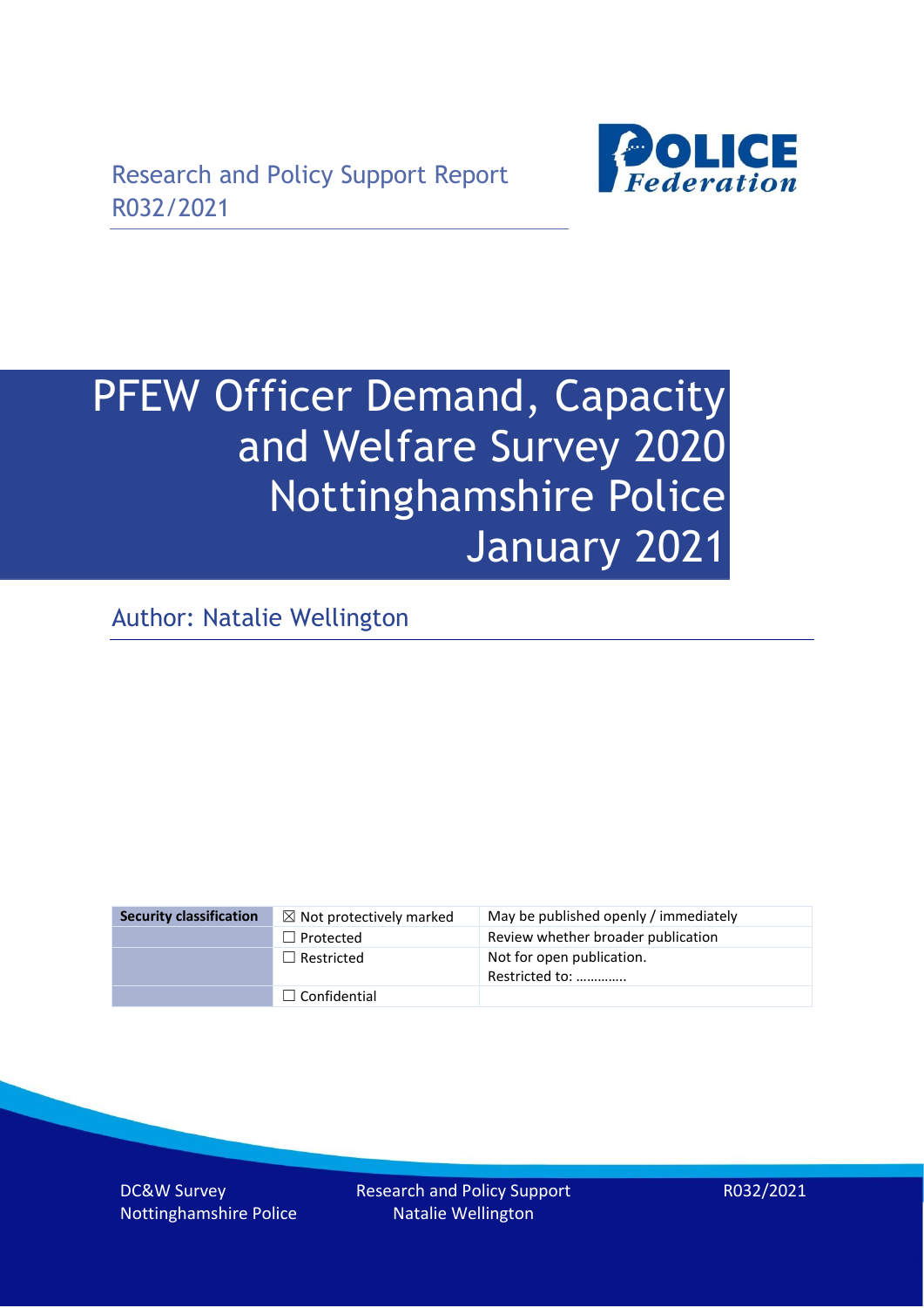Research and Policy Support Report
R032/2021

# PFEW Officer Demand, Capacity and Welfare Survey 2020 Nottinghamshire Police January 2021

Author: Natalie Wellington

| Security classification | ☒ Not protectively marked | May be published openly / immediately |
|---|---|---|
| | ☐ Protected | Review whether broader publication |
| | ☐ Restricted | Not for open publication. Restricted to: …………. |
| | ☐ Confidential | |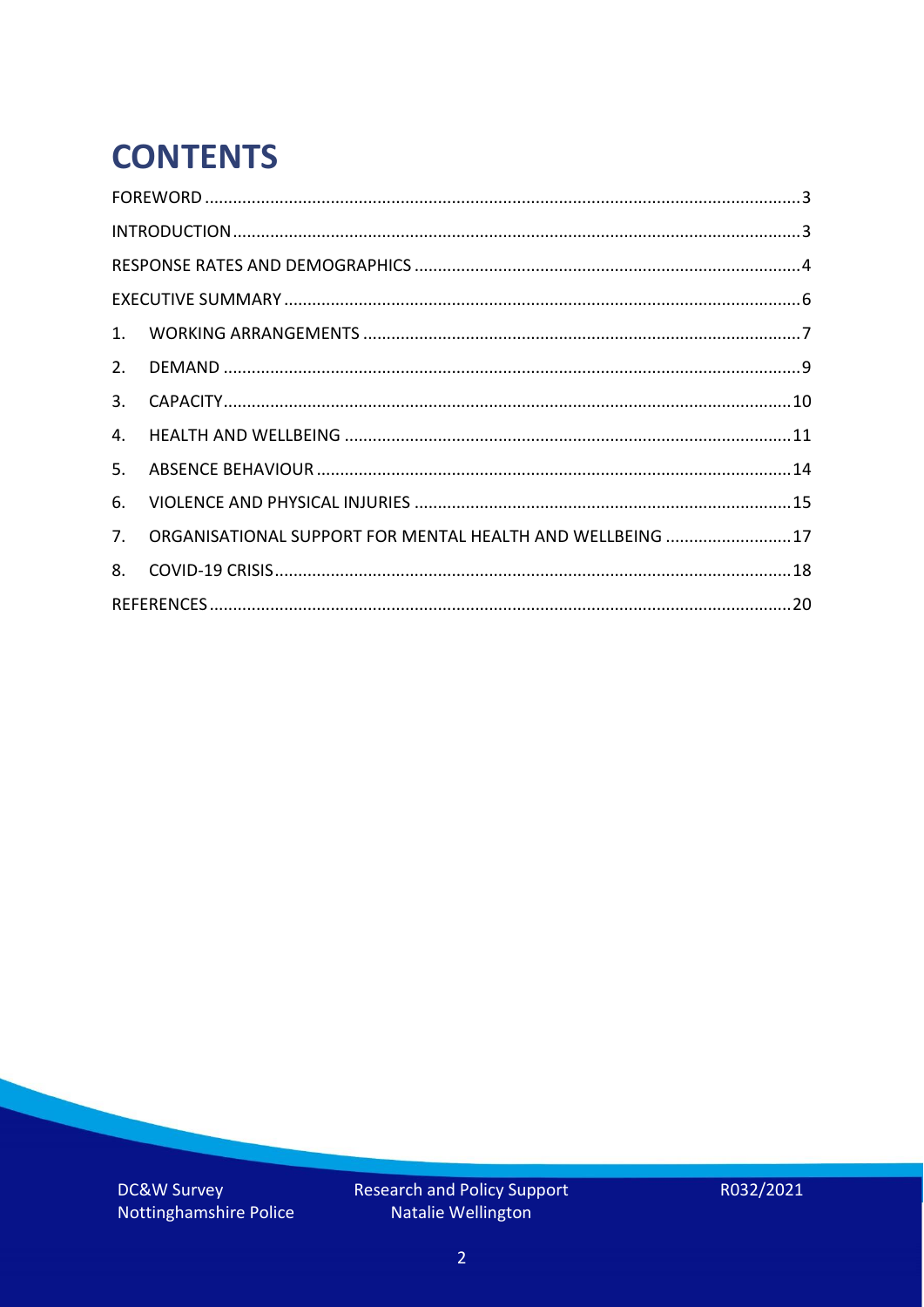# CONTENTS

FOREWORD ... 3

INTRODUCTION ... 3

RESPONSE RATES AND DEMOGRAPHICS ... 4

EXECUTIVE SUMMARY ... 6

1. WORKING ARRANGEMENTS ... 7
2. DEMAND ... 9
3. CAPACITY ... 10
4. HEALTH AND WELLBEING ... 11
5. ABSENCE BEHAVIOUR ... 14
6. VIOLENCE AND PHYSICAL INJURIES ... 15
7. ORGANISATIONAL SUPPORT FOR MENTAL HEALTH AND WELLBEING ... 17
8. COVID-19 CRISIS ... 18

REFERENCES ... 20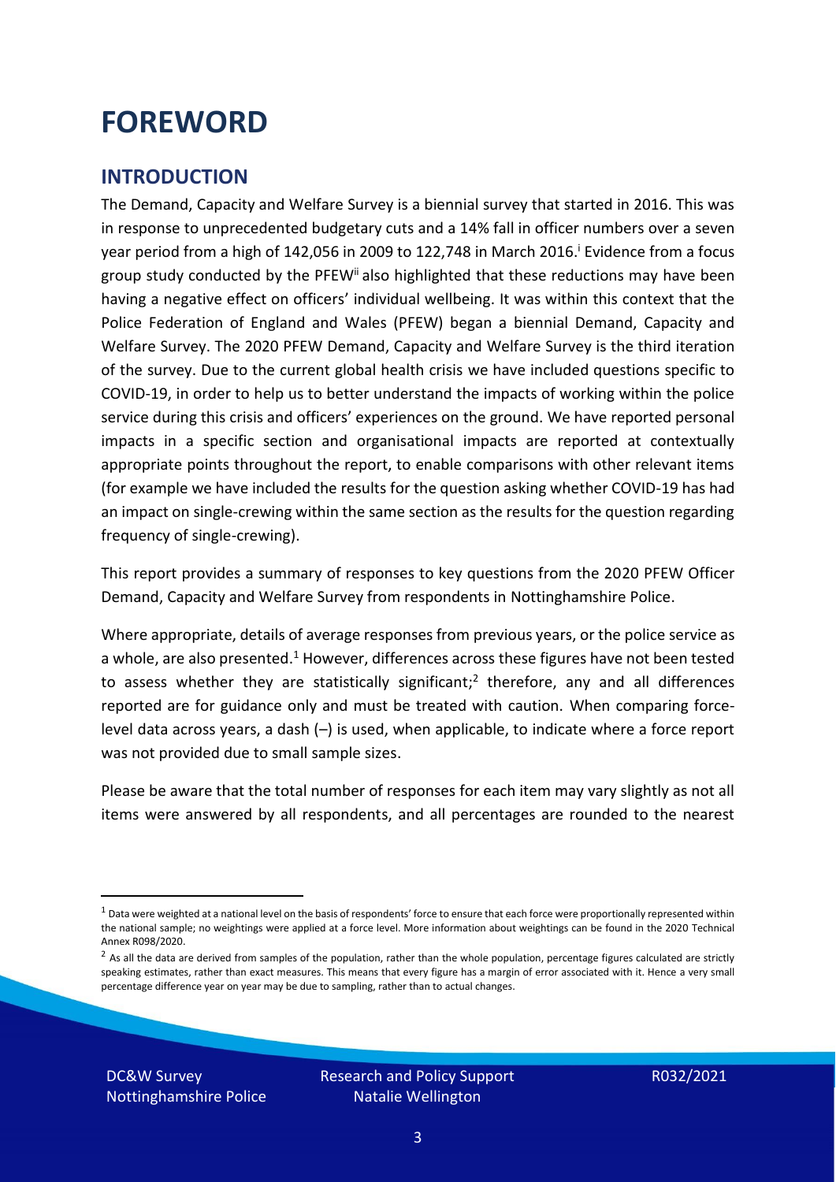# FOREWORD

## INTRODUCTION

The Demand, Capacity and Welfare Survey is a biennial survey that started in 2016. This was in response to unprecedented budgetary cuts and a 14% fall in officer numbers over a seven year period from a high of 142,056 in 2009 to 122,748 in March 2016.[i] Evidence from a focus group study conducted by the PFEW[ii] also highlighted that these reductions may have been having a negative effect on officers' individual wellbeing. It was within this context that the Police Federation of England and Wales (PFEW) began a biennial Demand, Capacity and Welfare Survey. The 2020 PFEW Demand, Capacity and Welfare Survey is the third iteration of the survey. Due to the current global health crisis we have included questions specific to COVID-19, in order to help us to better understand the impacts of working within the police service during this crisis and officers' experiences on the ground. We have reported personal impacts in a specific section and organisational impacts are reported at contextually appropriate points throughout the report, to enable comparisons with other relevant items (for example we have included the results for the question asking whether COVID-19 has had an impact on single-crewing within the same section as the results for the question regarding frequency of single-crewing).

This report provides a summary of responses to key questions from the 2020 PFEW Officer Demand, Capacity and Welfare Survey from respondents in Nottinghamshire Police.

Where appropriate, details of average responses from previous years, or the police service as a whole, are also presented.[1] However, differences across these figures have not been tested to assess whether they are statistically significant;[2] therefore, any and all differences reported are for guidance only and must be treated with caution. When comparing force-level data across years, a dash (–) is used, when applicable, to indicate where a force report was not provided due to small sample sizes.

Please be aware that the total number of responses for each item may vary slightly as not all items were answered by all respondents, and all percentages are rounded to the nearest

[1] Data were weighted at a national level on the basis of respondents' force to ensure that each force were proportionally represented within the national sample; no weightings were applied at a force level. More information about weightings can be found in the 2020 Technical Annex R098/2020.

[2] As all the data are derived from samples of the population, rather than the whole population, percentage figures calculated are strictly speaking estimates, rather than exact measures. This means that every figure has a margin of error associated with it. Hence a very small percentage difference year on year may be due to sampling, rather than to actual changes.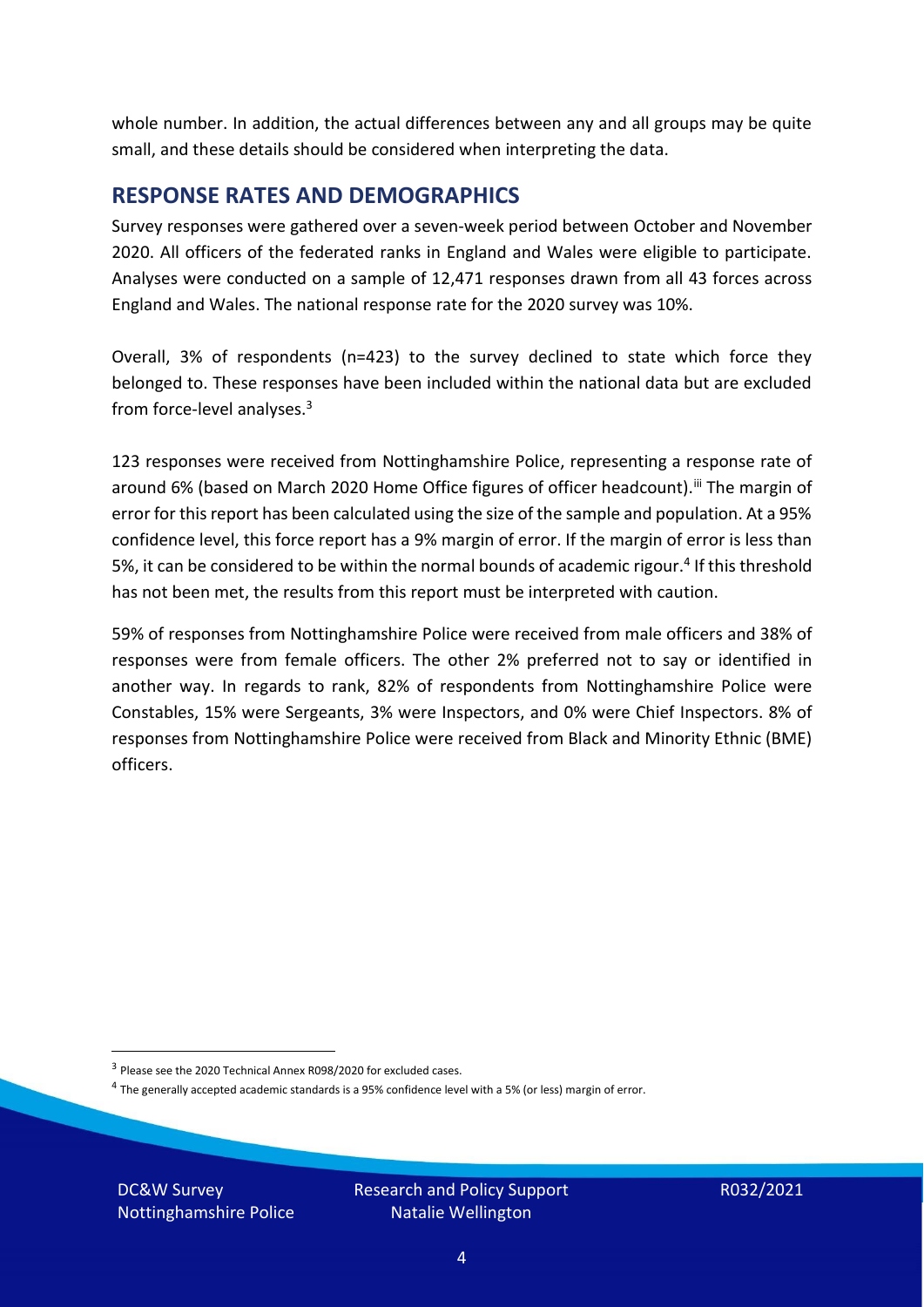whole number. In addition, the actual differences between any and all groups may be quite small, and these details should be considered when interpreting the data.

## RESPONSE RATES AND DEMOGRAPHICS

Survey responses were gathered over a seven-week period between October and November 2020. All officers of the federated ranks in England and Wales were eligible to participate. Analyses were conducted on a sample of 12,471 responses drawn from all 43 forces across England and Wales. The national response rate for the 2020 survey was 10%.

Overall, 3% of respondents (n=423) to the survey declined to state which force they belonged to. These responses have been included within the national data but are excluded from force-level analyses.[3]

123 responses were received from Nottinghamshire Police, representing a response rate of around 6% (based on March 2020 Home Office figures of officer headcount).[iii] The margin of error for this report has been calculated using the size of the sample and population. At a 95% confidence level, this force report has a 9% margin of error. If the margin of error is less than 5%, it can be considered to be within the normal bounds of academic rigour.[4] If this threshold has not been met, the results from this report must be interpreted with caution.

59% of responses from Nottinghamshire Police were received from male officers and 38% of responses were from female officers. The other 2% preferred not to say or identified in another way. In regards to rank, 82% of respondents from Nottinghamshire Police were Constables, 15% were Sergeants, 3% were Inspectors, and 0% were Chief Inspectors. 8% of responses from Nottinghamshire Police were received from Black and Minority Ethnic (BME) officers.

[3] Please see the 2020 Technical Annex R098/2020 for excluded cases.

[4] The generally accepted academic standards is a 95% confidence level with a 5% (or less) margin of error.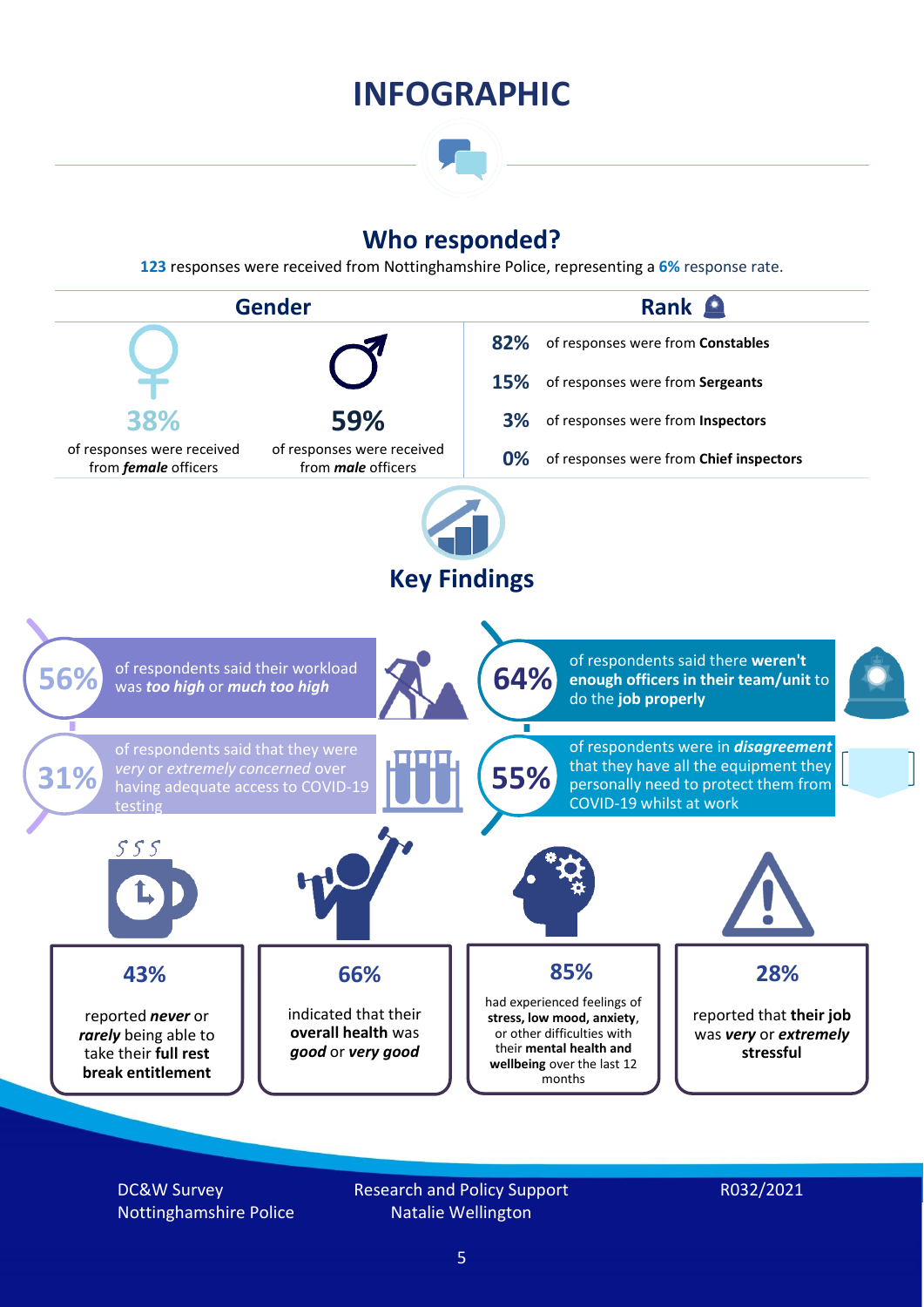# INFOGRAPHIC

## Who responded?

**123** responses were received from Nottinghamshire Police, representing a **6%** response rate.

### Gender

**38%** of responses were received from ***female*** officers

**59%** of responses were received from ***male*** officers

### Rank

**82%** of responses were from **Constables**

**15%** of responses were from **Sergeants**

**3%** of responses were from **Inspectors**

**0%** of responses were from **Chief inspectors**

## Key Findings

**56%** of respondents said their workload was ***too high*** or ***much too high***

**64%** of respondents said there **weren't enough officers in their team/unit** to do the **job properly**

**31%** of respondents said that they were *very* or *extremely concerned* over having adequate access to COVID-19 testing

**55%** of respondents were in ***disagreement*** that they have all the equipment they personally need to protect them from COVID-19 whilst at work

**43%** reported ***never*** or ***rarely*** being able to take their **full rest break entitlement**

**66%** indicated that their **overall health** was ***good*** or ***very good***

**85%** had experienced feelings of **stress, low mood, anxiety**, or other difficulties with their **mental health and wellbeing** over the last 12 months

**28%** reported that **their job** was ***very*** or ***extremely*** **stressful**

DC&W Survey
Nottinghamshire Police

Research and Policy Support
Natalie Wellington

R032/2021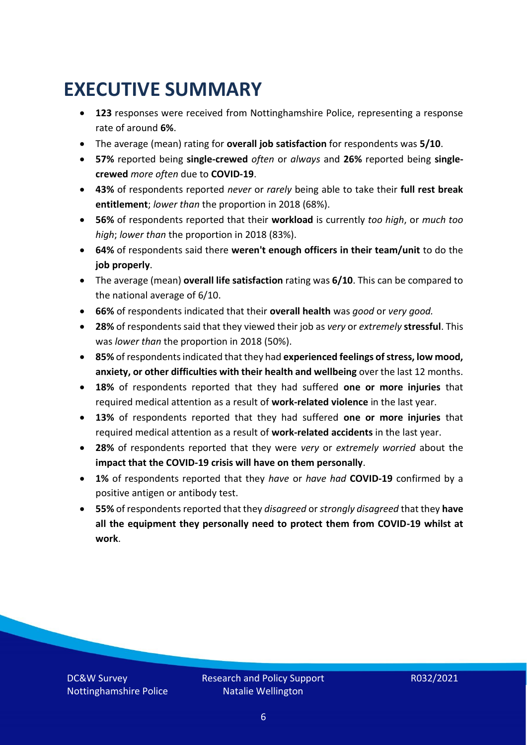# EXECUTIVE SUMMARY

- **123** responses were received from Nottinghamshire Police, representing a response rate of around **6%**.
- The average (mean) rating for **overall job satisfaction** for respondents was **5/10**.
- **57%** reported being **single-crewed** *often* or *always* and **26%** reported being **single-crewed** *more often* due to **COVID-19**.
- **43%** of respondents reported *never* or *rarely* being able to take their **full rest break entitlement**; *lower than* the proportion in 2018 (68%).
- **56%** of respondents reported that their **workload** is currently *too high*, or *much too high*; *lower than* the proportion in 2018 (83%).
- **64%** of respondents said there **weren't enough officers in their team/unit** to do the **job properly**.
- The average (mean) **overall life satisfaction** rating was **6/10**. This can be compared to the national average of 6/10.
- **66%** of respondents indicated that their **overall health** was *good* or *very good.*
- **28%** of respondents said that they viewed their job as *very* or *extremely* **stressful**. This was *lower than* the proportion in 2018 (50%).
- **85%** of respondents indicated that they had **experienced feelings of stress, low mood, anxiety, or other difficulties with their health and wellbeing** over the last 12 months.
- **18%** of respondents reported that they had suffered **one or more injuries** that required medical attention as a result of **work-related violence** in the last year.
- **13%** of respondents reported that they had suffered **one or more injuries** that required medical attention as a result of **work-related accidents** in the last year.
- **28%** of respondents reported that they were *very* or *extremely worried* about the **impact that the COVID-19 crisis will have on them personally**.
- **1%** of respondents reported that they *have* or *have had* **COVID-19** confirmed by a positive antigen or antibody test.
- **55%** of respondents reported that they *disagreed* or *strongly disagreed* that they **have all the equipment they personally need to protect them from COVID-19 whilst at work**.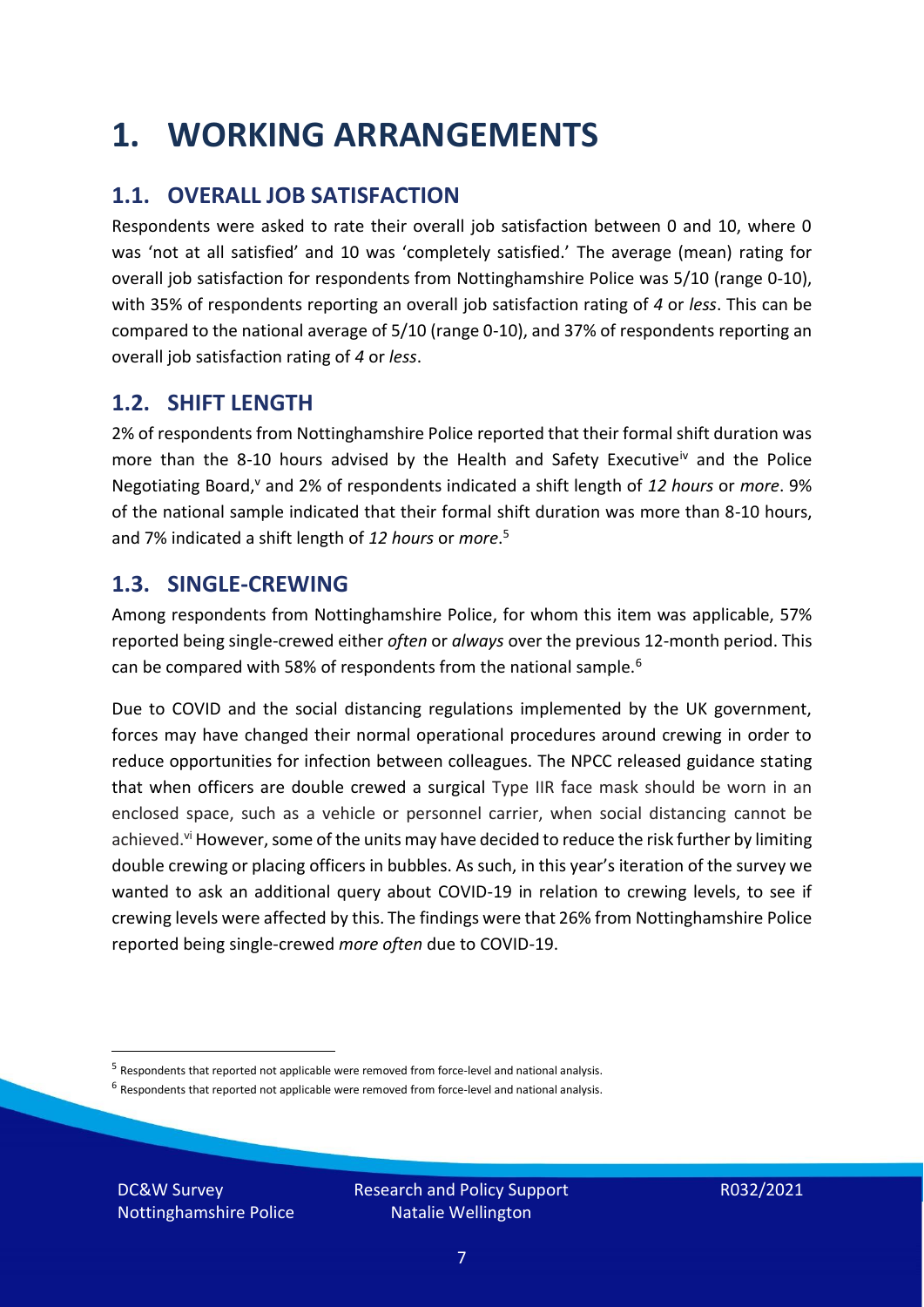# 1. WORKING ARRANGEMENTS

## 1.1. OVERALL JOB SATISFACTION

Respondents were asked to rate their overall job satisfaction between 0 and 10, where 0 was 'not at all satisfied' and 10 was 'completely satisfied.' The average (mean) rating for overall job satisfaction for respondents from Nottinghamshire Police was 5/10 (range 0-10), with 35% of respondents reporting an overall job satisfaction rating of *4* or *less*. This can be compared to the national average of 5/10 (range 0-10), and 37% of respondents reporting an overall job satisfaction rating of *4* or *less*.

## 1.2. SHIFT LENGTH

2% of respondents from Nottinghamshire Police reported that their formal shift duration was more than the 8-10 hours advised by the Health and Safety Executive[iv] and the Police Negotiating Board,[v] and 2% of respondents indicated a shift length of *12 hours* or *more*. 9% of the national sample indicated that their formal shift duration was more than 8-10 hours, and 7% indicated a shift length of *12 hours* or *more*.[5]

## 1.3. SINGLE-CREWING

Among respondents from Nottinghamshire Police, for whom this item was applicable, 57% reported being single-crewed either *often* or *always* over the previous 12-month period. This can be compared with 58% of respondents from the national sample.[6]

Due to COVID and the social distancing regulations implemented by the UK government, forces may have changed their normal operational procedures around crewing in order to reduce opportunities for infection between colleagues. The NPCC released guidance stating that when officers are double crewed a surgical Type IIR face mask should be worn in an enclosed space, such as a vehicle or personnel carrier, when social distancing cannot be achieved.[vi] However, some of the units may have decided to reduce the risk further by limiting double crewing or placing officers in bubbles. As such, in this year's iteration of the survey we wanted to ask an additional query about COVID-19 in relation to crewing levels, to see if crewing levels were affected by this. The findings were that 26% from Nottinghamshire Police reported being single-crewed *more often* due to COVID-19.

[5] Respondents that reported not applicable were removed from force-level and national analysis.

[6] Respondents that reported not applicable were removed from force-level and national analysis.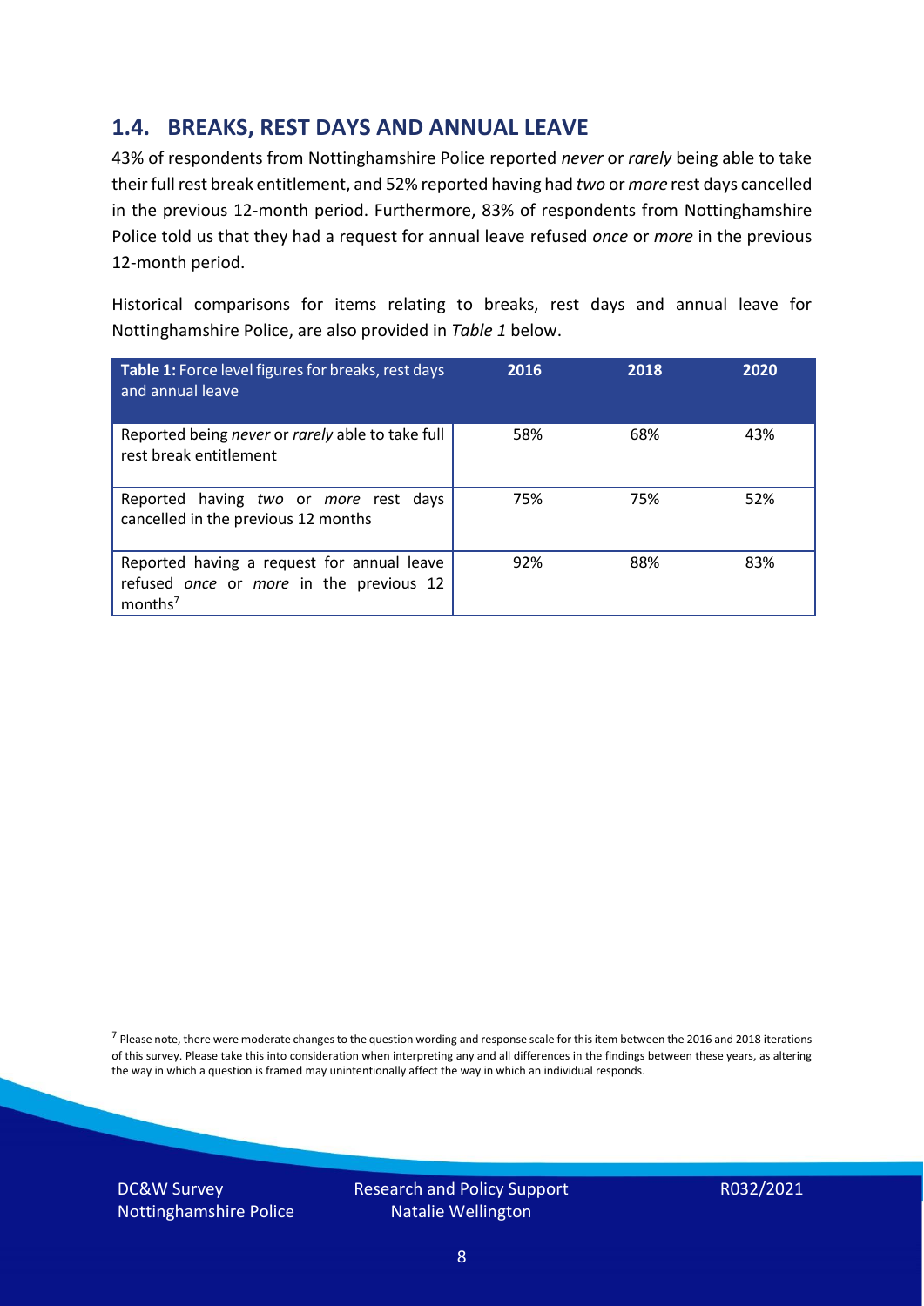## 1.4. BREAKS, REST DAYS AND ANNUAL LEAVE

43% of respondents from Nottinghamshire Police reported *never* or *rarely* being able to take their full rest break entitlement, and 52% reported having had *two* or *more* rest days cancelled in the previous 12-month period. Furthermore, 83% of respondents from Nottinghamshire Police told us that they had a request for annual leave refused *once* or *more* in the previous 12-month period.

Historical comparisons for items relating to breaks, rest days and annual leave for Nottinghamshire Police, are also provided in *Table 1* below.

| **Table 1:** Force level figures for breaks, rest days and annual leave | 2016 | 2018 | 2020 |
|---|---|---|---|
| Reported being *never* or *rarely* able to take full rest break entitlement | 58% | 68% | 43% |
| Reported having *two* or *more* rest days cancelled in the previous 12 months | 75% | 75% | 52% |
| Reported having a request for annual leave refused *once* or *more* in the previous 12 months[7] | 92% | 88% | 83% |

[7] Please note, there were moderate changes to the question wording and response scale for this item between the 2016 and 2018 iterations of this survey. Please take this into consideration when interpreting any and all differences in the findings between these years, as altering the way in which a question is framed may unintentionally affect the way in which an individual responds.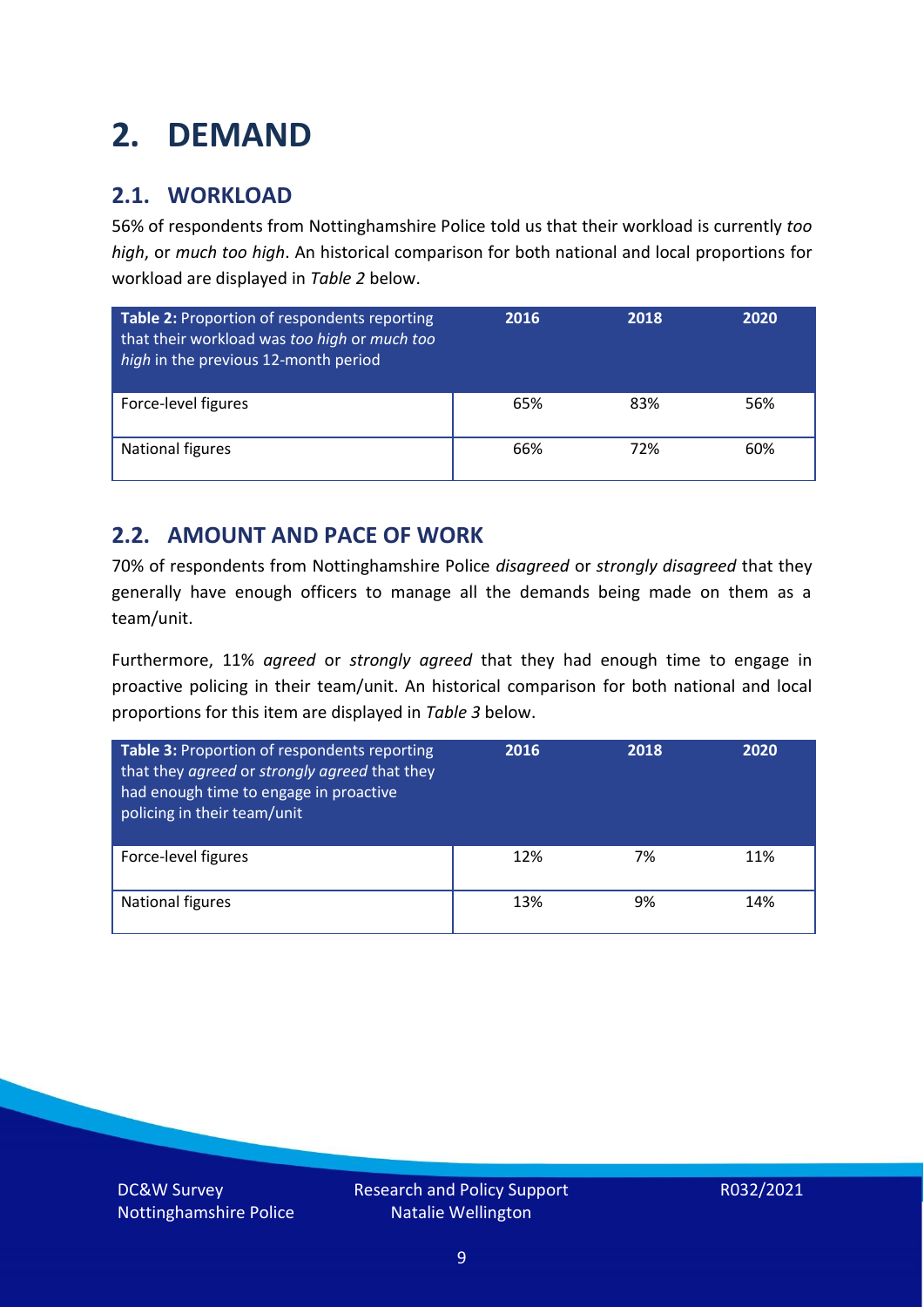# 2. DEMAND

## 2.1. WORKLOAD

56% of respondents from Nottinghamshire Police told us that their workload is currently *too high*, or *much too high*. An historical comparison for both national and local proportions for workload are displayed in *Table 2* below.

| **Table 2:** Proportion of respondents reporting that their workload was *too high* or *much too high* in the previous 12-month period | 2016 | 2018 | 2020 |
|---|---|---|---|
| Force-level figures | 65% | 83% | 56% |
| National figures | 66% | 72% | 60% |

## 2.2. AMOUNT AND PACE OF WORK

70% of respondents from Nottinghamshire Police *disagreed* or *strongly disagreed* that they generally have enough officers to manage all the demands being made on them as a team/unit.

Furthermore, 11% *agreed* or *strongly agreed* that they had enough time to engage in proactive policing in their team/unit. An historical comparison for both national and local proportions for this item are displayed in *Table 3* below.

| **Table 3:** Proportion of respondents reporting that they *agreed* or *strongly agreed* that they had enough time to engage in proactive policing in their team/unit | 2016 | 2018 | 2020 |
|---|---|---|---|
| Force-level figures | 12% | 7% | 11% |
| National figures | 13% | 9% | 14% |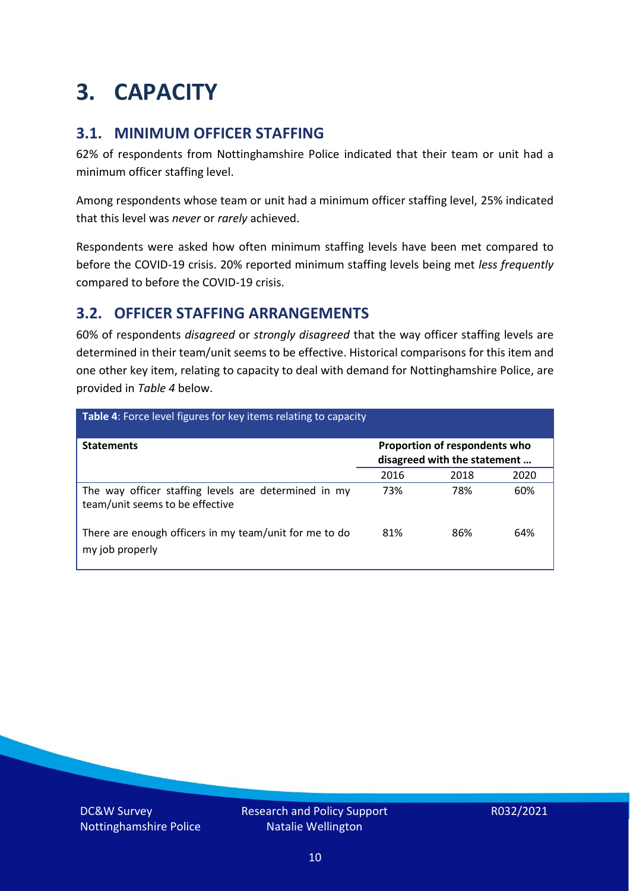# 3. CAPACITY

## 3.1. MINIMUM OFFICER STAFFING

62% of respondents from Nottinghamshire Police indicated that their team or unit had a minimum officer staffing level.

Among respondents whose team or unit had a minimum officer staffing level, 25% indicated that this level was *never* or *rarely* achieved.

Respondents were asked how often minimum staffing levels have been met compared to before the COVID-19 crisis. 20% reported minimum staffing levels being met *less frequently* compared to before the COVID-19 crisis.

## 3.2. OFFICER STAFFING ARRANGEMENTS

60% of respondents *disagreed* or *strongly disagreed* that the way officer staffing levels are determined in their team/unit seems to be effective. Historical comparisons for this item and one other key item, relating to capacity to deal with demand for Nottinghamshire Police, are provided in *Table 4* below.

**Table 4**: Force level figures for key items relating to capacity

| Statements | Proportion of respondents who disagreed with the statement … | | |
|---|---|---|---|
| | 2016 | 2018 | 2020 |
| The way officer staffing levels are determined in my team/unit seems to be effective | 73% | 78% | 60% |
| There are enough officers in my team/unit for me to do my job properly | 81% | 86% | 64% |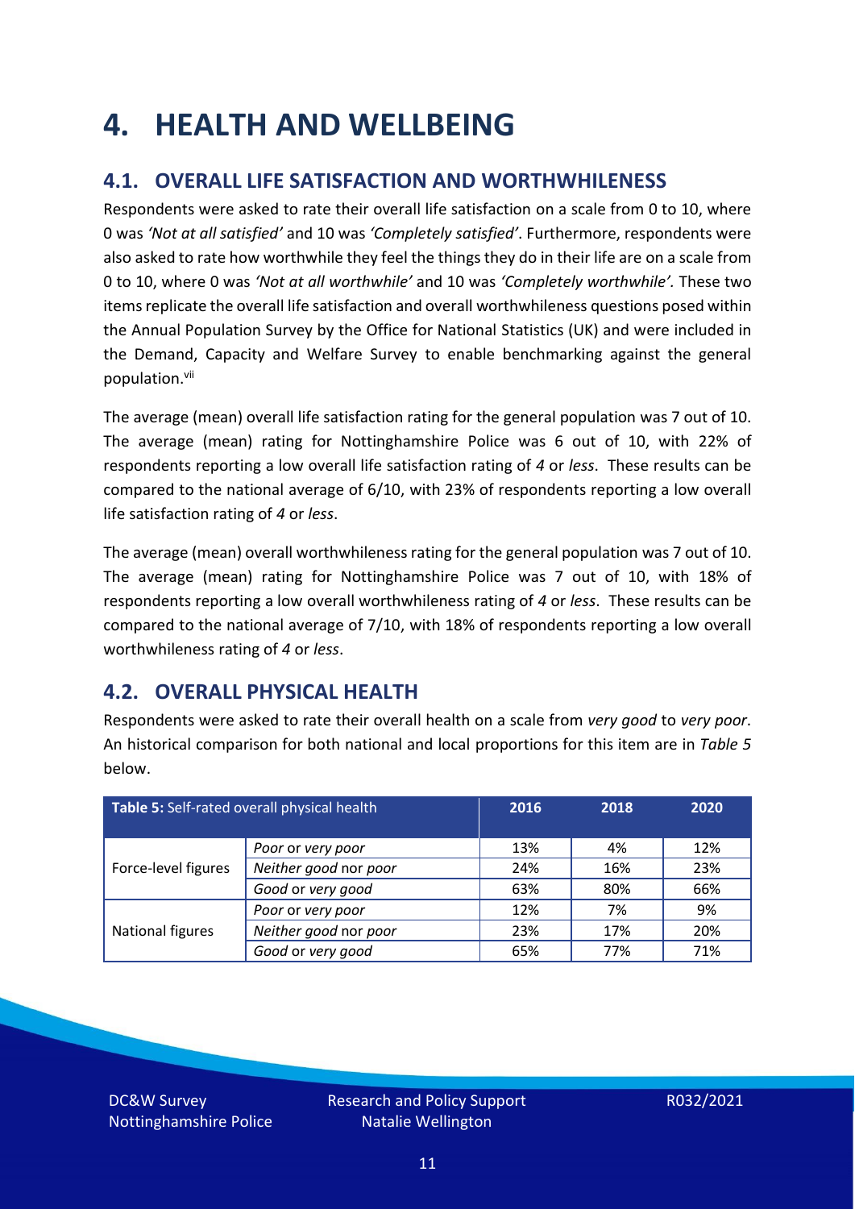# 4. HEALTH AND WELLBEING

## 4.1. OVERALL LIFE SATISFACTION AND WORTHWHILENESS

Respondents were asked to rate their overall life satisfaction on a scale from 0 to 10, where 0 was *'Not at all satisfied'* and 10 was *'Completely satisfied'*. Furthermore, respondents were also asked to rate how worthwhile they feel the things they do in their life are on a scale from 0 to 10, where 0 was *'Not at all worthwhile'* and 10 was *'Completely worthwhile'.* These two items replicate the overall life satisfaction and overall worthwhileness questions posed within the Annual Population Survey by the Office for National Statistics (UK) and were included in the Demand, Capacity and Welfare Survey to enable benchmarking against the general population.[vii]

The average (mean) overall life satisfaction rating for the general population was 7 out of 10. The average (mean) rating for Nottinghamshire Police was 6 out of 10, with 22% of respondents reporting a low overall life satisfaction rating of *4* or *less*. These results can be compared to the national average of 6/10, with 23% of respondents reporting a low overall life satisfaction rating of *4* or *less*.

The average (mean) overall worthwhileness rating for the general population was 7 out of 10. The average (mean) rating for Nottinghamshire Police was 7 out of 10, with 18% of respondents reporting a low overall worthwhileness rating of *4* or *less*. These results can be compared to the national average of 7/10, with 18% of respondents reporting a low overall worthwhileness rating of *4* or *less*.

## 4.2. OVERALL PHYSICAL HEALTH

Respondents were asked to rate their overall health on a scale from *very good* to *very poor*. An historical comparison for both national and local proportions for this item are in *Table 5* below.

| **Table 5:** Self-rated overall physical health | | 2016 | 2018 | 2020 |
|---|---|---|---|---|
| Force-level figures | *Poor* or *very poor* | 13% | 4% | 12% |
| | *Neither good* nor *poor* | 24% | 16% | 23% |
| | *Good* or *very good* | 63% | 80% | 66% |
| National figures | *Poor* or *very poor* | 12% | 7% | 9% |
| | *Neither good* nor *poor* | 23% | 17% | 20% |
| | *Good* or *very good* | 65% | 77% | 71% |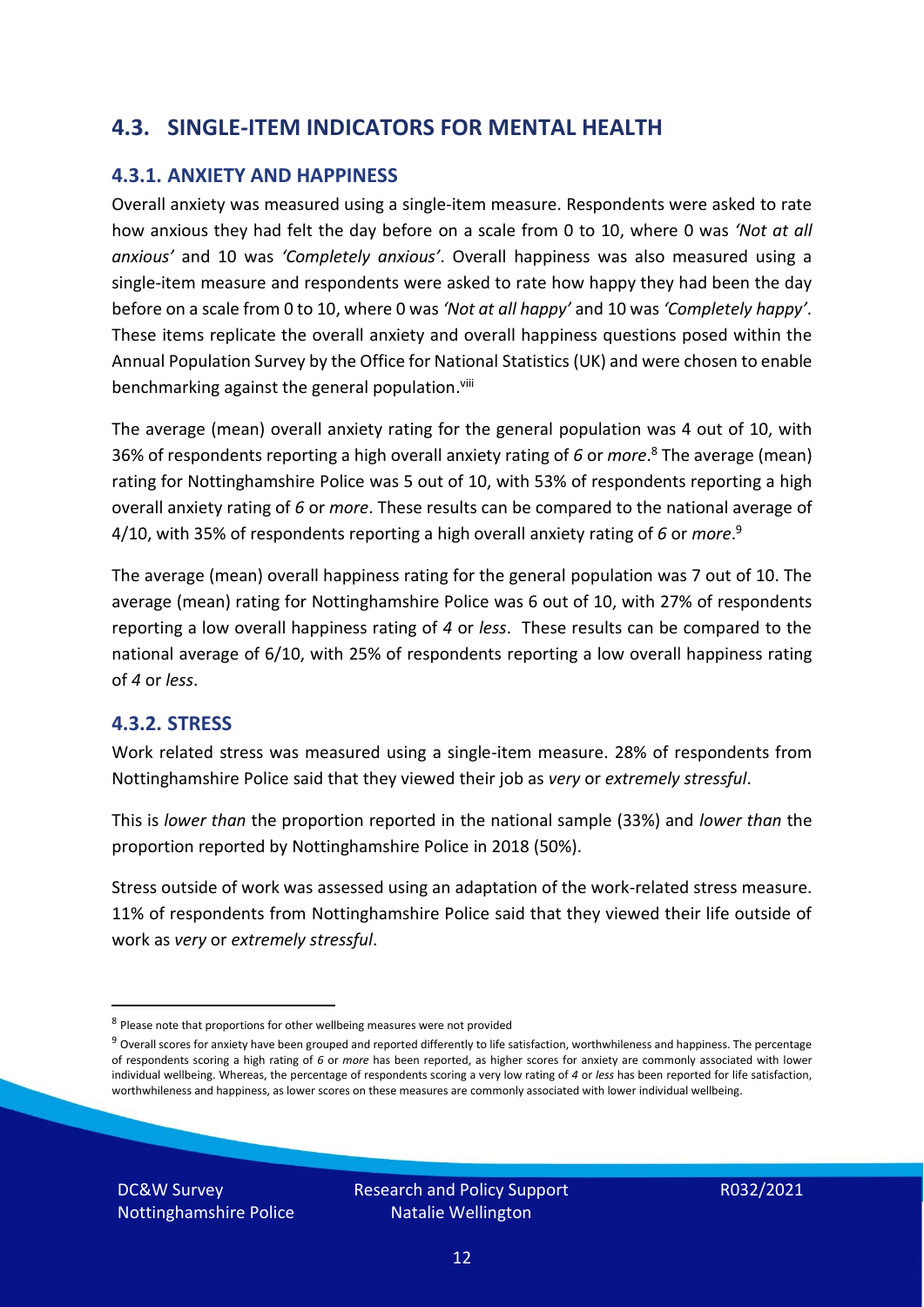## 4.3. SINGLE-ITEM INDICATORS FOR MENTAL HEALTH

### 4.3.1. ANXIETY AND HAPPINESS

Overall anxiety was measured using a single-item measure. Respondents were asked to rate how anxious they had felt the day before on a scale from 0 to 10, where 0 was *'Not at all anxious'* and 10 was *'Completely anxious'*. Overall happiness was also measured using a single-item measure and respondents were asked to rate how happy they had been the day before on a scale from 0 to 10, where 0 was *'Not at all happy'* and 10 was *'Completely happy'*. These items replicate the overall anxiety and overall happiness questions posed within the Annual Population Survey by the Office for National Statistics (UK) and were chosen to enable benchmarking against the general population.[viii]

The average (mean) overall anxiety rating for the general population was 4 out of 10, with 36% of respondents reporting a high overall anxiety rating of *6* or *more*.[8] The average (mean) rating for Nottinghamshire Police was 5 out of 10, with 53% of respondents reporting a high overall anxiety rating of *6* or *more*. These results can be compared to the national average of 4/10, with 35% of respondents reporting a high overall anxiety rating of *6* or *more*.[9]

The average (mean) overall happiness rating for the general population was 7 out of 10. The average (mean) rating for Nottinghamshire Police was 6 out of 10, with 27% of respondents reporting a low overall happiness rating of *4* or *less*. These results can be compared to the national average of 6/10, with 25% of respondents reporting a low overall happiness rating of *4* or *less*.

### 4.3.2. STRESS

Work related stress was measured using a single-item measure. 28% of respondents from Nottinghamshire Police said that they viewed their job as *very* or *extremely stressful*.

This is *lower than* the proportion reported in the national sample (33%) and *lower than* the proportion reported by Nottinghamshire Police in 2018 (50%).

Stress outside of work was assessed using an adaptation of the work-related stress measure. 11% of respondents from Nottinghamshire Police said that they viewed their life outside of work as *very* or *extremely stressful*.

---

[8] Please note that proportions for other wellbeing measures were not provided

[9] Overall scores for anxiety have been grouped and reported differently to life satisfaction, worthwhileness and happiness. The percentage of respondents scoring a high rating of *6* or *more* has been reported, as higher scores for anxiety are commonly associated with lower individual wellbeing. Whereas, the percentage of respondents scoring a very low rating of *4* or *less* has been reported for life satisfaction, worthwhileness and happiness, as lower scores on these measures are commonly associated with lower individual wellbeing.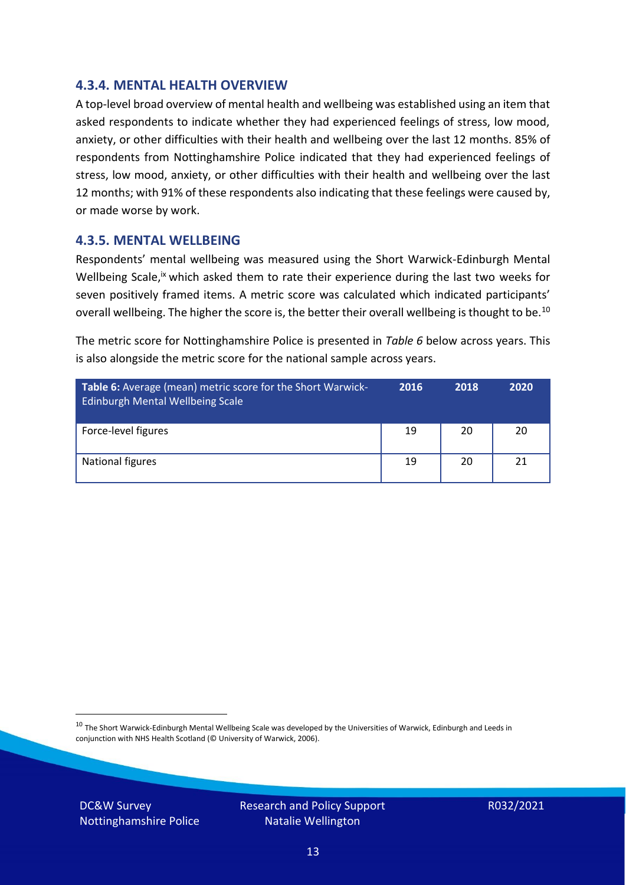### 4.3.4. MENTAL HEALTH OVERVIEW

A top-level broad overview of mental health and wellbeing was established using an item that asked respondents to indicate whether they had experienced feelings of stress, low mood, anxiety, or other difficulties with their health and wellbeing over the last 12 months. 85% of respondents from Nottinghamshire Police indicated that they had experienced feelings of stress, low mood, anxiety, or other difficulties with their health and wellbeing over the last 12 months; with 91% of these respondents also indicating that these feelings were caused by, or made worse by work.

### 4.3.5. MENTAL WELLBEING

Respondents' mental wellbeing was measured using the Short Warwick-Edinburgh Mental Wellbeing Scale,[ix] which asked them to rate their experience during the last two weeks for seven positively framed items. A metric score was calculated which indicated participants' overall wellbeing. The higher the score is, the better their overall wellbeing is thought to be.[10]

The metric score for Nottinghamshire Police is presented in *Table 6* below across years. This is also alongside the metric score for the national sample across years.

| **Table 6:** Average (mean) metric score for the Short Warwick-Edinburgh Mental Wellbeing Scale | 2016 | 2018 | 2020 |
|---|---|---|---|
| Force-level figures | 19 | 20 | 20 |
| National figures | 19 | 20 | 21 |

[10] The Short Warwick-Edinburgh Mental Wellbeing Scale was developed by the Universities of Warwick, Edinburgh and Leeds in conjunction with NHS Health Scotland (© University of Warwick, 2006).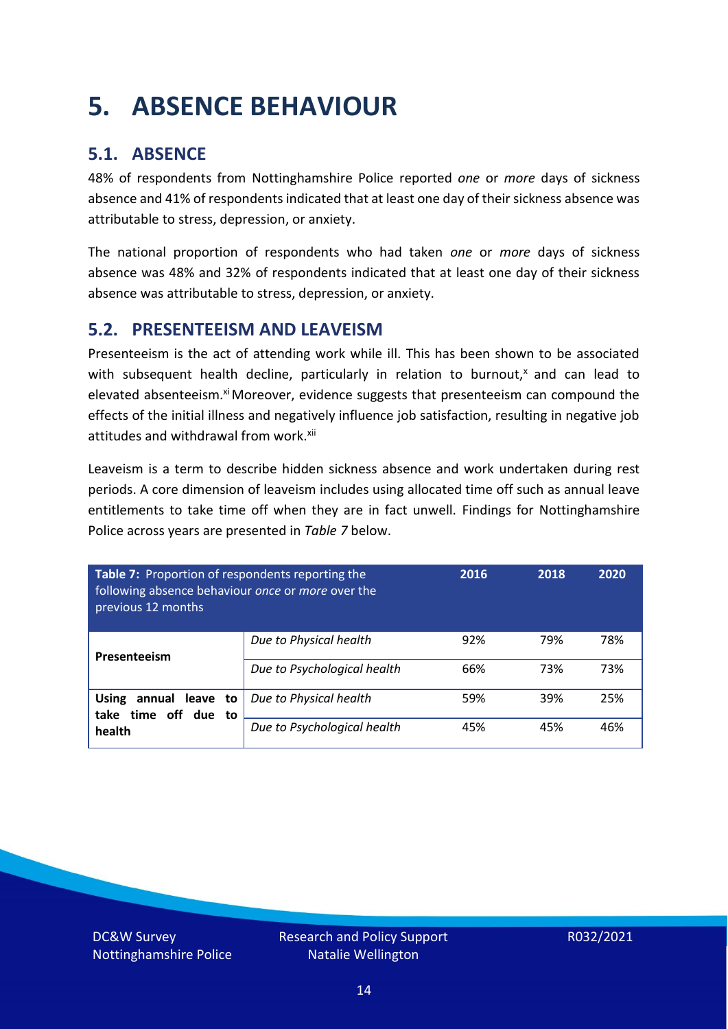# 5. ABSENCE BEHAVIOUR

## 5.1. ABSENCE

48% of respondents from Nottinghamshire Police reported *one* or *more* days of sickness absence and 41% of respondents indicated that at least one day of their sickness absence was attributable to stress, depression, or anxiety.

The national proportion of respondents who had taken *one* or *more* days of sickness absence was 48% and 32% of respondents indicated that at least one day of their sickness absence was attributable to stress, depression, or anxiety.

## 5.2. PRESENTEEISM AND LEAVEISM

Presenteeism is the act of attending work while ill. This has been shown to be associated with subsequent health decline, particularly in relation to burnout,[x] and can lead to elevated absenteeism.[xi] Moreover, evidence suggests that presenteeism can compound the effects of the initial illness and negatively influence job satisfaction, resulting in negative job attitudes and withdrawal from work.[xii]

Leaveism is a term to describe hidden sickness absence and work undertaken during rest periods. A core dimension of leaveism includes using allocated time off such as annual leave entitlements to take time off when they are in fact unwell. Findings for Nottinghamshire Police across years are presented in *Table 7* below.

| **Table 7:** Proportion of respondents reporting the following absence behaviour *once* or *more* over the previous 12 months | | 2016 | 2018 | 2020 |
|---|---|---|---|---|
| **Presenteeism** | *Due to Physical health* | 92% | 79% | 78% |
| | *Due to Psychological health* | 66% | 73% | 73% |
| **Using annual leave to take time off due to health** | *Due to Physical health* | 59% | 39% | 25% |
| | *Due to Psychological health* | 45% | 45% | 46% |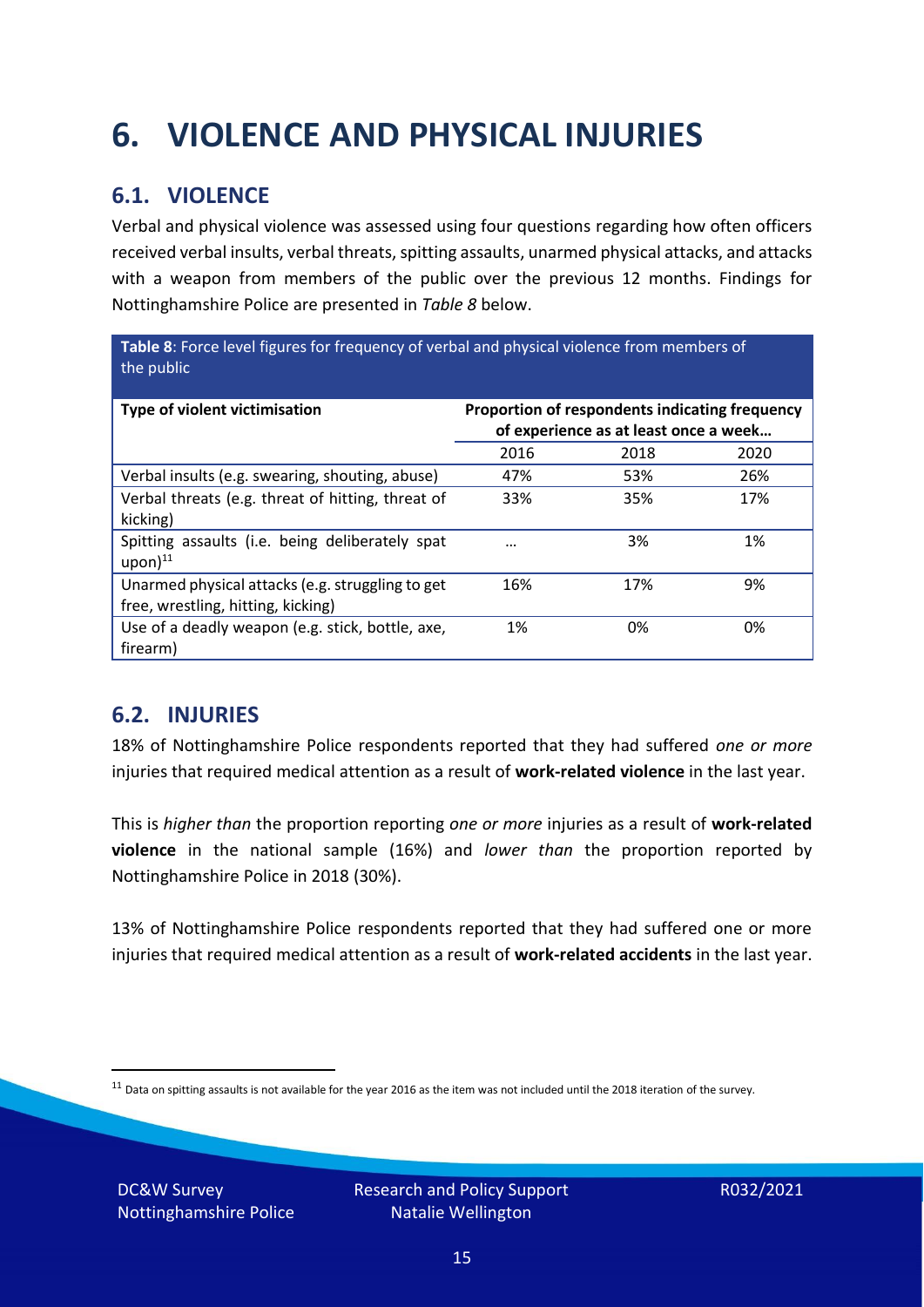# 6. VIOLENCE AND PHYSICAL INJURIES

## 6.1. VIOLENCE

Verbal and physical violence was assessed using four questions regarding how often officers received verbal insults, verbal threats, spitting assaults, unarmed physical attacks, and attacks with a weapon from members of the public over the previous 12 months. Findings for Nottinghamshire Police are presented in *Table 8* below.

**Table 8**: Force level figures for frequency of verbal and physical violence from members of the public

| Type of violent victimisation | Proportion of respondents indicating frequency of experience as at least once a week… | | |
|---|---|---|---|
| | 2016 | 2018 | 2020 |
| Verbal insults (e.g. swearing, shouting, abuse) | 47% | 53% | 26% |
| Verbal threats (e.g. threat of hitting, threat of kicking) | 33% | 35% | 17% |
| Spitting assaults (i.e. being deliberately spat upon)[11] | … | 3% | 1% |
| Unarmed physical attacks (e.g. struggling to get free, wrestling, hitting, kicking) | 16% | 17% | 9% |
| Use of a deadly weapon (e.g. stick, bottle, axe, firearm) | 1% | 0% | 0% |

## 6.2. INJURIES

18% of Nottinghamshire Police respondents reported that they had suffered *one or more* injuries that required medical attention as a result of **work-related violence** in the last year.

This is *higher than* the proportion reporting *one or more* injuries as a result of **work-related violence** in the national sample (16%) and *lower than* the proportion reported by Nottinghamshire Police in 2018 (30%).

13% of Nottinghamshire Police respondents reported that they had suffered one or more injuries that required medical attention as a result of **work-related accidents** in the last year.

[11] Data on spitting assaults is not available for the year 2016 as the item was not included until the 2018 iteration of the survey.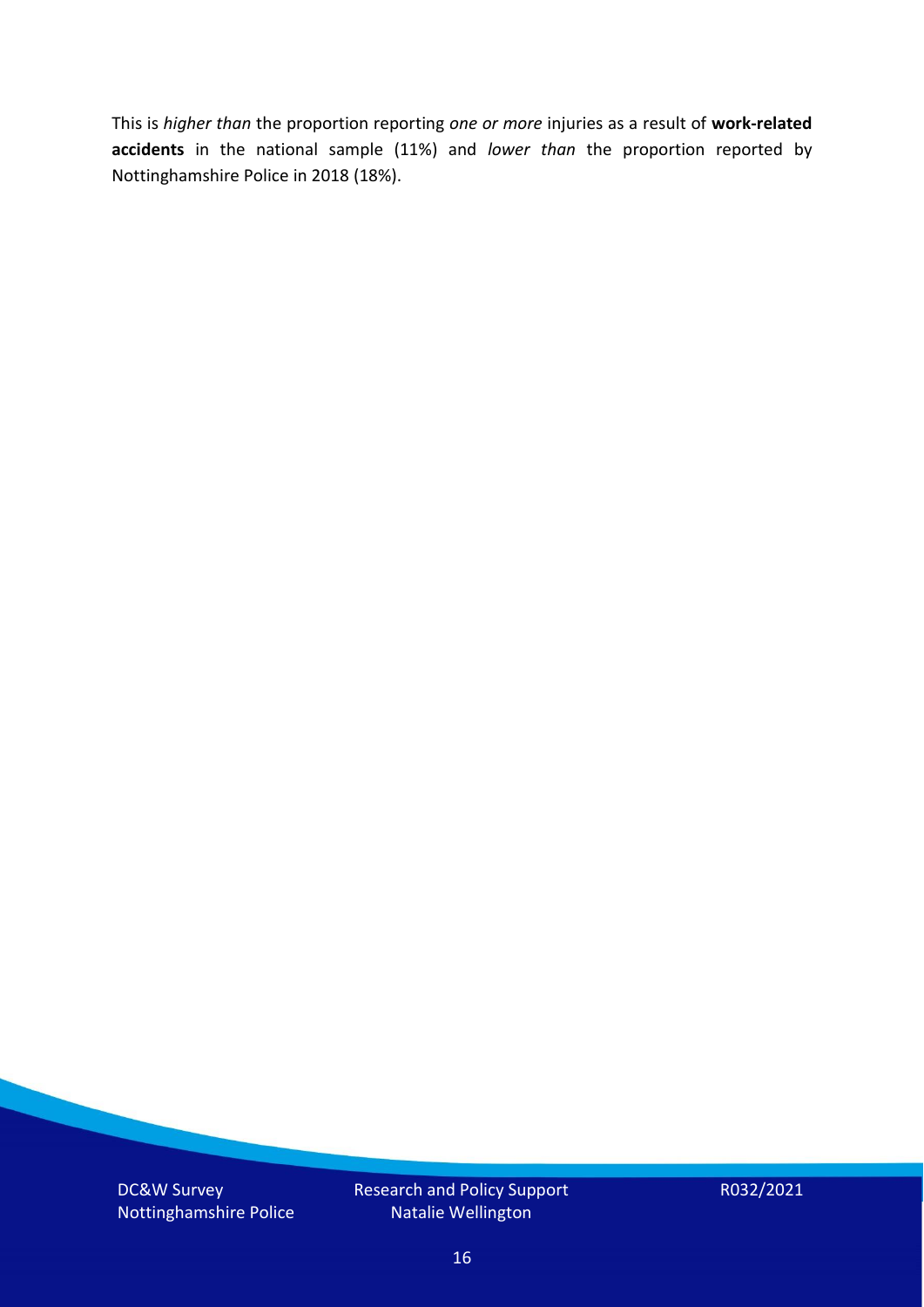This is *higher than* the proportion reporting *one or more* injuries as a result of **work-related accidents** in the national sample (11%) and *lower than* the proportion reported by Nottinghamshire Police in 2018 (18%).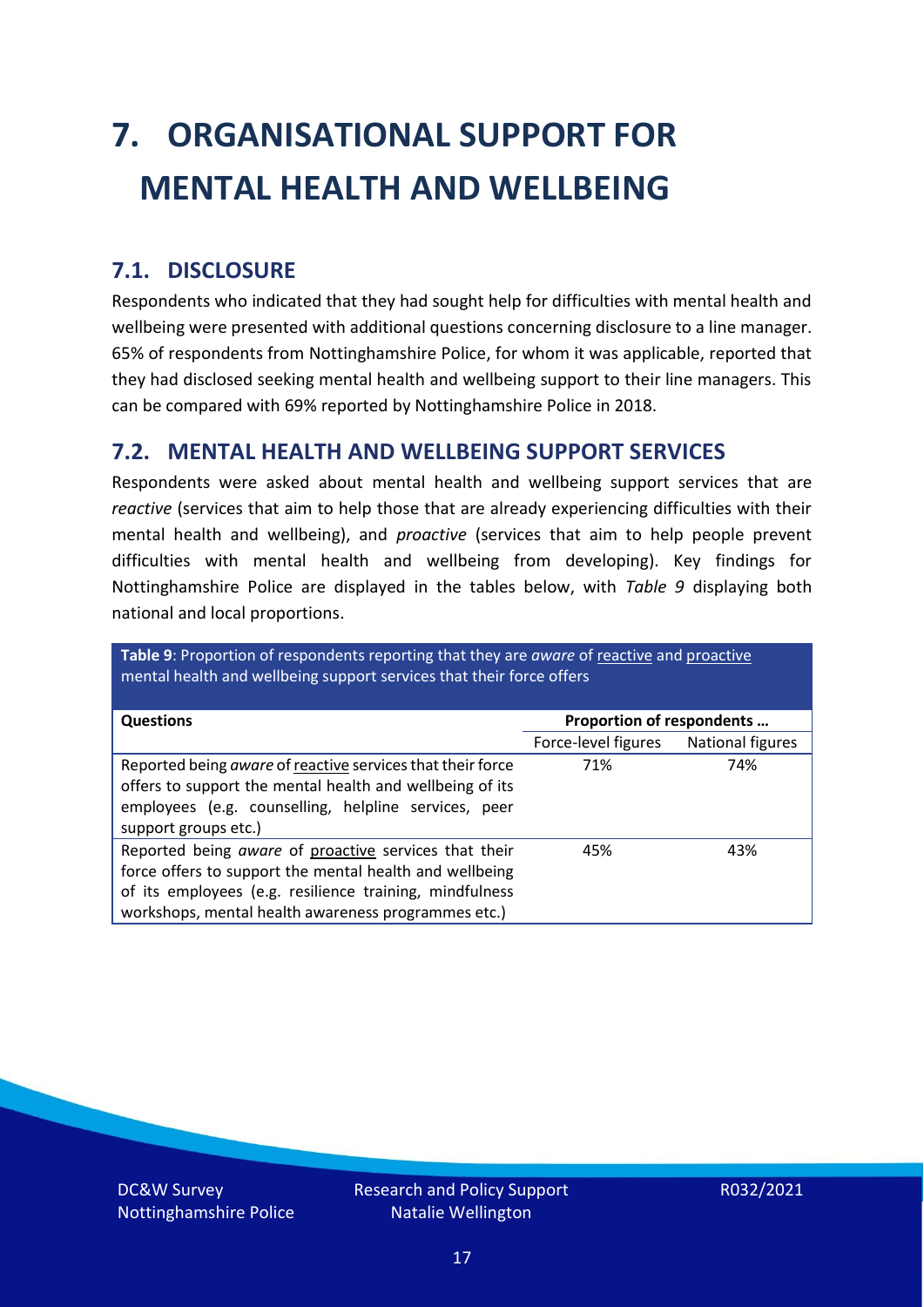# 7. ORGANISATIONAL SUPPORT FOR MENTAL HEALTH AND WELLBEING

## 7.1. DISCLOSURE

Respondents who indicated that they had sought help for difficulties with mental health and wellbeing were presented with additional questions concerning disclosure to a line manager. 65% of respondents from Nottinghamshire Police, for whom it was applicable, reported that they had disclosed seeking mental health and wellbeing support to their line managers. This can be compared with 69% reported by Nottinghamshire Police in 2018.

## 7.2. MENTAL HEALTH AND WELLBEING SUPPORT SERVICES

Respondents were asked about mental health and wellbeing support services that are *reactive* (services that aim to help those that are already experiencing difficulties with their mental health and wellbeing), and *proactive* (services that aim to help people prevent difficulties with mental health and wellbeing from developing). Key findings for Nottinghamshire Police are displayed in the tables below, with *Table 9* displaying both national and local proportions.

**Table 9**: Proportion of respondents reporting that they are *aware* of reactive and proactive mental health and wellbeing support services that their force offers

| Questions | Proportion of respondents … | |
|---|---|---|
| | Force-level figures | National figures |
| Reported being *aware* of reactive services that their force offers to support the mental health and wellbeing of its employees (e.g. counselling, helpline services, peer support groups etc.) | 71% | 74% |
| Reported being *aware* of proactive services that their force offers to support the mental health and wellbeing of its employees (e.g. resilience training, mindfulness workshops, mental health awareness programmes etc.) | 45% | 43% |

DC&W Survey Nottinghamshire Police | Research and Policy Support Natalie Wellington | R032/2021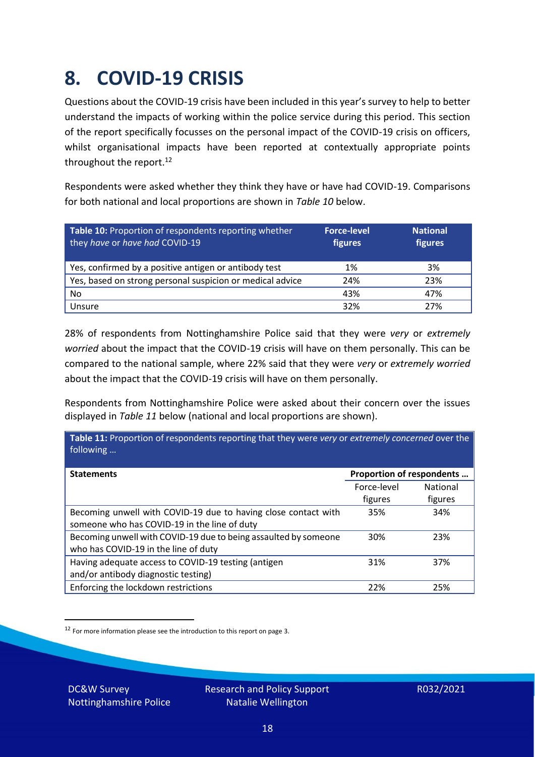# 8. COVID-19 CRISIS

Questions about the COVID-19 crisis have been included in this year's survey to help to better understand the impacts of working within the police service during this period. This section of the report specifically focusses on the personal impact of the COVID-19 crisis on officers, whilst organisational impacts have been reported at contextually appropriate points throughout the report.[12]

Respondents were asked whether they think they have or have had COVID-19. Comparisons for both national and local proportions are shown in *Table 10* below.

| **Table 10:** Proportion of respondents reporting whether they *have* or *have had* COVID-19 | **Force-level figures** | **National figures** |
|---|---|---|
| Yes, confirmed by a positive antigen or antibody test | 1% | 3% |
| Yes, based on strong personal suspicion or medical advice | 24% | 23% |
| No | 43% | 47% |
| Unsure | 32% | 27% |

28% of respondents from Nottinghamshire Police said that they were *very* or *extremely worried* about the impact that the COVID-19 crisis will have on them personally. This can be compared to the national sample, where 22% said that they were *very* or *extremely worried* about the impact that the COVID-19 crisis will have on them personally.

Respondents from Nottinghamshire Police were asked about their concern over the issues displayed in *Table 11* below (national and local proportions are shown).

**Table 11:** Proportion of respondents reporting that they were *very* or *extremely concerned* over the following …

| **Statements** | **Proportion of respondents …** | |
|---|---|---|
| | Force-level figures | National figures |
| Becoming unwell with COVID-19 due to having close contact with someone who has COVID-19 in the line of duty | 35% | 34% |
| Becoming unwell with COVID-19 due to being assaulted by someone who has COVID-19 in the line of duty | 30% | 23% |
| Having adequate access to COVID-19 testing (antigen and/or antibody diagnostic testing) | 31% | 37% |
| Enforcing the lockdown restrictions | 22% | 25% |

[12] For more information please see the introduction to this report on page 3.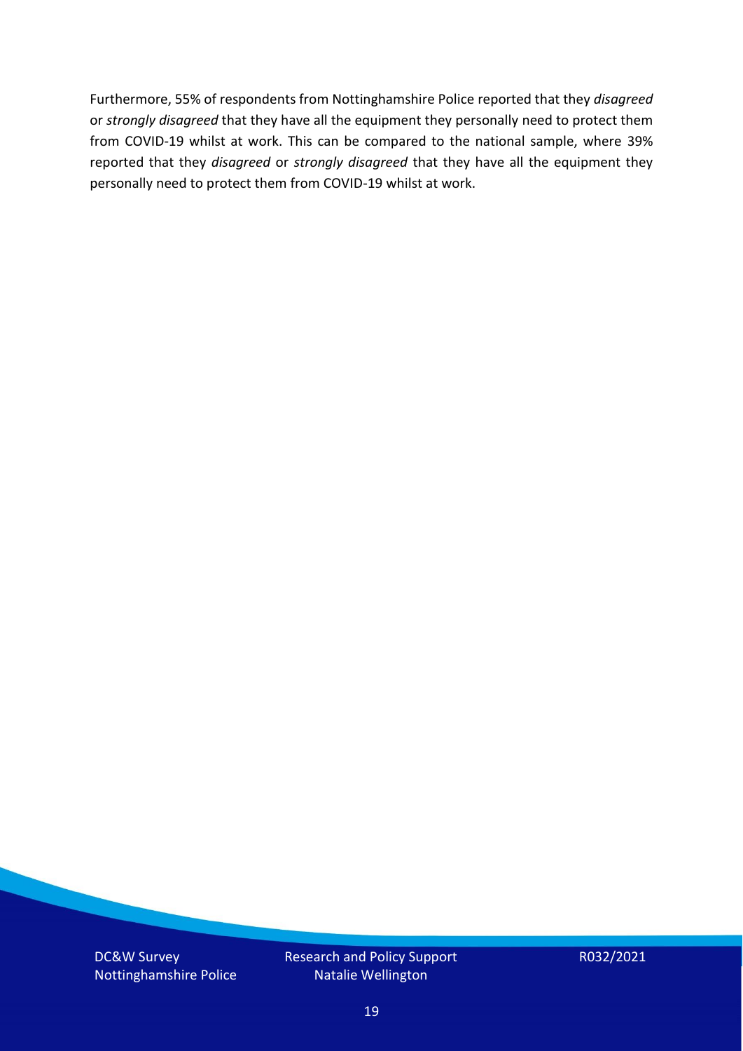Furthermore, 55% of respondents from Nottinghamshire Police reported that they *disagreed* or *strongly disagreed* that they have all the equipment they personally need to protect them from COVID-19 whilst at work. This can be compared to the national sample, where 39% reported that they *disagreed* or *strongly disagreed* that they have all the equipment they personally need to protect them from COVID-19 whilst at work.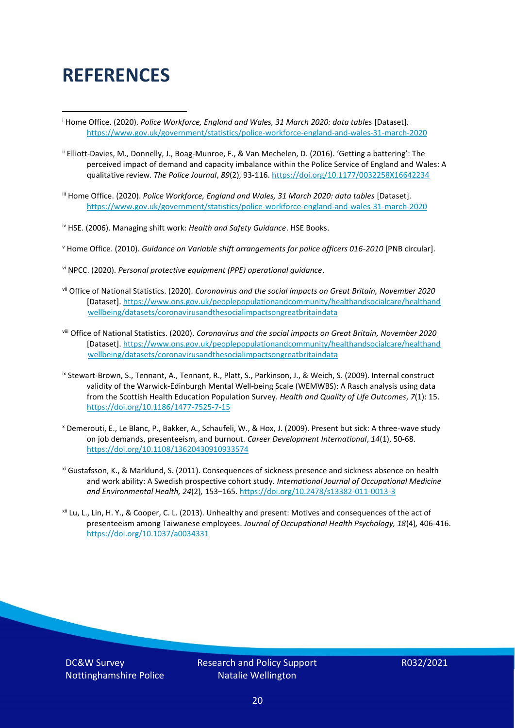# REFERENCES

[i] Home Office. (2020). *Police Workforce, England and Wales, 31 March 2020: data tables* [Dataset]. https://www.gov.uk/government/statistics/police-workforce-england-and-wales-31-march-2020

[ii] Elliott-Davies, M., Donnelly, J., Boag-Munroe, F., & Van Mechelen, D. (2016). 'Getting a battering': The perceived impact of demand and capacity imbalance within the Police Service of England and Wales: A qualitative review. *The Police Journal*, *89*(2), 93-116. https://doi.org/10.1177/0032258X16642234

[iii] Home Office. (2020). *Police Workforce, England and Wales, 31 March 2020: data tables* [Dataset]. https://www.gov.uk/government/statistics/police-workforce-england-and-wales-31-march-2020

[iv] HSE. (2006). Managing shift work: *Health and Safety Guidance*. HSE Books.

[v] Home Office. (2010). *Guidance on Variable shift arrangements for police officers 016-2010* [PNB circular].

[vi] NPCC. (2020). *Personal protective equipment (PPE) operational guidance*.

[vii] Office of National Statistics. (2020). *Coronavirus and the social impacts on Great Britain, November 2020* [Dataset]. https://www.ons.gov.uk/peoplepopulationandcommunity/healthandsocialcare/healthandwellbeing/datasets/coronavirusandthesocialimpactsongreatbritaindata

[viii] Office of National Statistics. (2020). *Coronavirus and the social impacts on Great Britain, November 2020* [Dataset]. https://www.ons.gov.uk/peoplepopulationandcommunity/healthandsocialcare/healthandwellbeing/datasets/coronavirusandthesocialimpactsongreatbritaindata

[ix] Stewart-Brown, S., Tennant, A., Tennant, R., Platt, S., Parkinson, J., & Weich, S. (2009). Internal construct validity of the Warwick-Edinburgh Mental Well-being Scale (WEMWBS): A Rasch analysis using data from the Scottish Health Education Population Survey. *Health and Quality of Life Outcomes*, *7*(1): 15. https://doi.org/10.1186/1477-7525-7-15

[x] Demerouti, E., Le Blanc, P., Bakker, A., Schaufeli, W., & Hox, J. (2009). Present but sick: A three-wave study on job demands, presenteeism, and burnout. *Career Development International*, *14*(1), 50-68. https://doi.org/10.1108/13620430910933574

[xi] Gustafsson, K., & Marklund, S. (2011). Consequences of sickness presence and sickness absence on health and work ability: A Swedish prospective cohort study. *International Journal of Occupational Medicine and Environmental Health, 24*(2)*,* 153–165. https://doi.org/10.2478/s13382-011-0013-3

[xii] Lu, L., Lin, H. Y., & Cooper, C. L. (2013). Unhealthy and present: Motives and consequences of the act of presenteeism among Taiwanese employees. *Journal of Occupational Health Psychology, 18*(4)*,* 406-416. https://doi.org/10.1037/a0034331